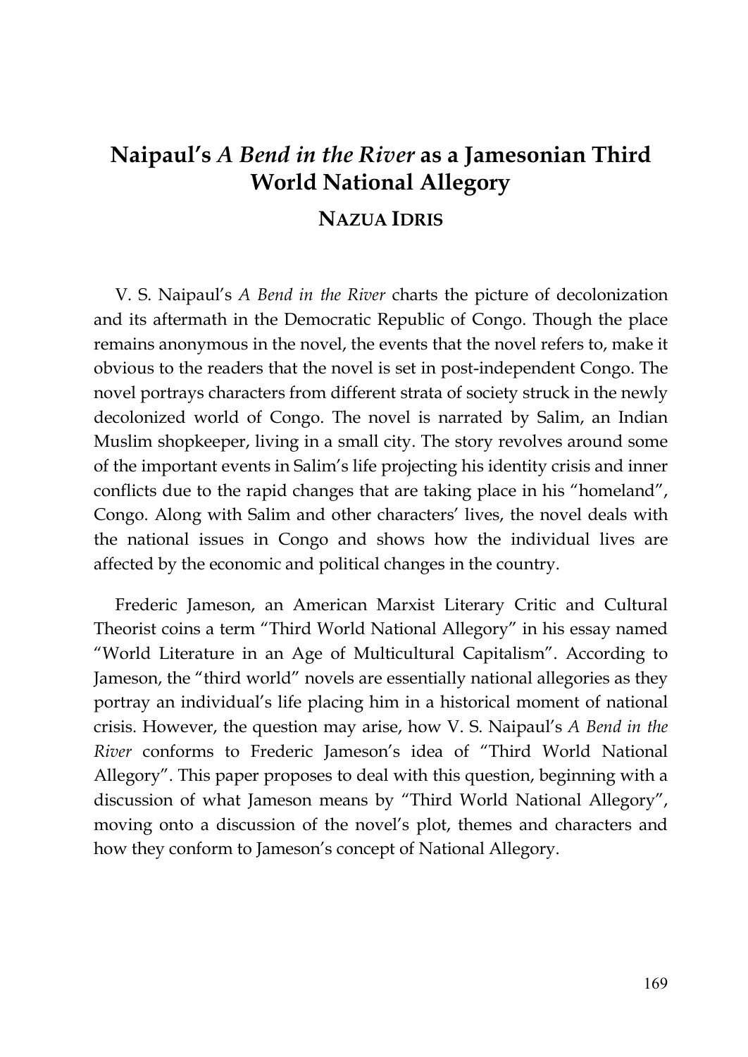# Naipaul's *A Bend in the River* as a Jamesonian Third World National Allegory

## NAZUA IDRIS

V. S. Naipaul's *A Bend in the River* charts the picture of decolonization and its aftermath in the Democratic Republic of Congo. Though the place remains anonymous in the novel, the events that the novel refers to, make it obvious to the readers that the novel is set in post-independent Congo. The novel portrays characters from different strata of society struck in the newly decolonized world of Congo. The novel is narrated by Salim, an Indian Muslim shopkeeper, living in a small city. The story revolves around some of the important events in Salim's life projecting his identity crisis and inner conflicts due to the rapid changes that are taking place in his "homeland", Congo. Along with Salim and other characters' lives, the novel deals with the national issues in Congo and shows how the individual lives are affected by the economic and political changes in the country.

Frederic Jameson, an American Marxist Literary Critic and Cultural Theorist coins a term "Third World National Allegory" in his essay named "World Literature in an Age of Multicultural Capitalism". According to Jameson, the "third world" novels are essentially national allegories as they portray an individual's life placing him in a historical moment of national crisis. However, the question may arise, how V. S. Naipaul's *A Bend in the River* conforms to Frederic Jameson's idea of "Third World National Allegory". This paper proposes to deal with this question, beginning with a discussion of what Jameson means by "Third World National Allegory", moving onto a discussion of the novel's plot, themes and characters and how they conform to Jameson's concept of National Allegory.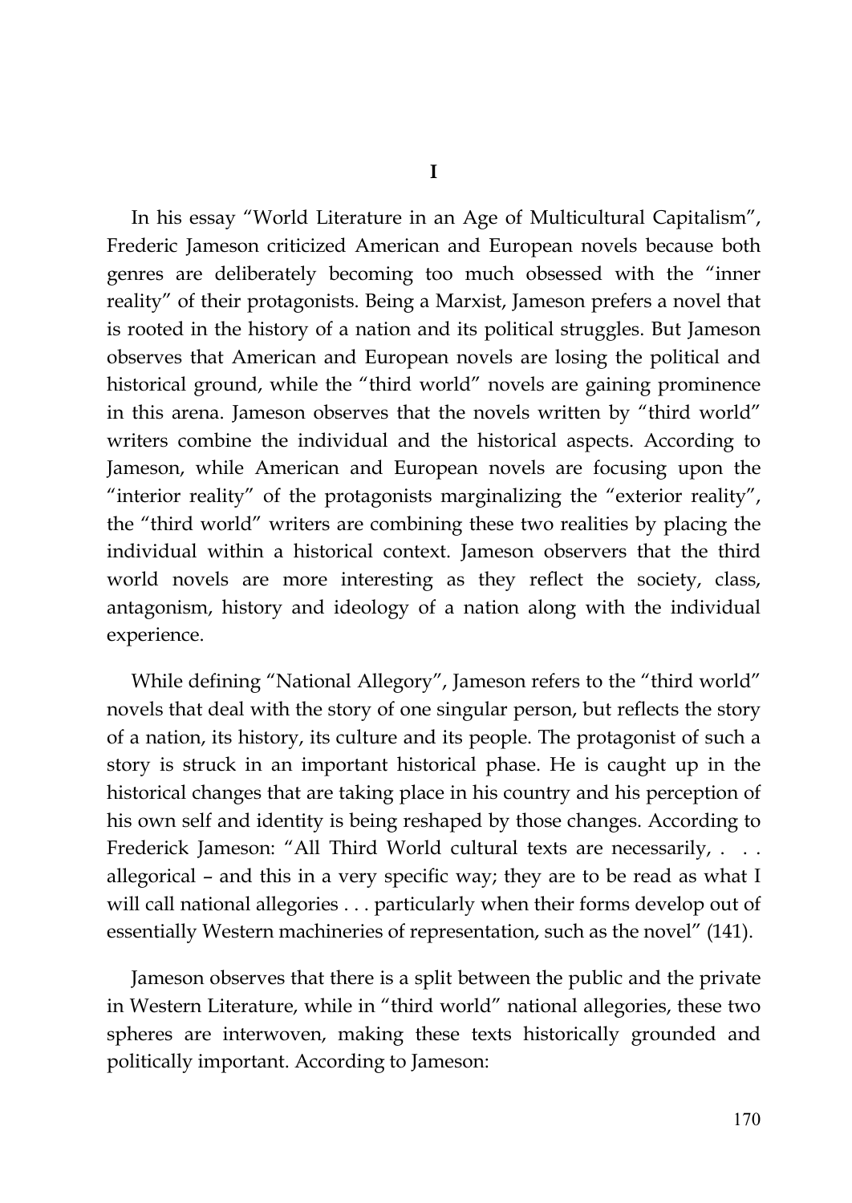# I

In his essay "World Literature in an Age of Multicultural Capitalism", Frederic Jameson criticized American and European novels because both genres are deliberately becoming too much obsessed with the "inner reality" of their protagonists. Being a Marxist, Jameson prefers a novel that is rooted in the history of a nation and its political struggles. But Jameson observes that American and European novels are losing the political and historical ground, while the "third world" novels are gaining prominence in this arena. Jameson observes that the novels written by "third world" writers combine the individual and the historical aspects. According to Jameson, while American and European novels are focusing upon the "interior reality" of the protagonists marginalizing the "exterior reality", the "third world" writers are combining these two realities by placing the individual within a historical context. Jameson observers that the third world novels are more interesting as they reflect the society, class, antagonism, history and ideology of a nation along with the individual experience.

While defining "National Allegory", Jameson refers to the "third world" novels that deal with the story of one singular person, but reflects the story of a nation, its history, its culture and its people. The protagonist of such a story is struck in an important historical phase. He is caught up in the historical changes that are taking place in his country and his perception of his own self and identity is being reshaped by those changes. According to Frederick Jameson: "All Third World cultural texts are necessarily, . . . allegorical – and this in a very specific way; they are to be read as what I will call national allegories . . . particularly when their forms develop out of essentially Western machineries of representation, such as the novel" (141).

Jameson observes that there is a split between the public and the private in Western Literature, while in "third world" national allegories, these two spheres are interwoven, making these texts historically grounded and politically important. According to Jameson: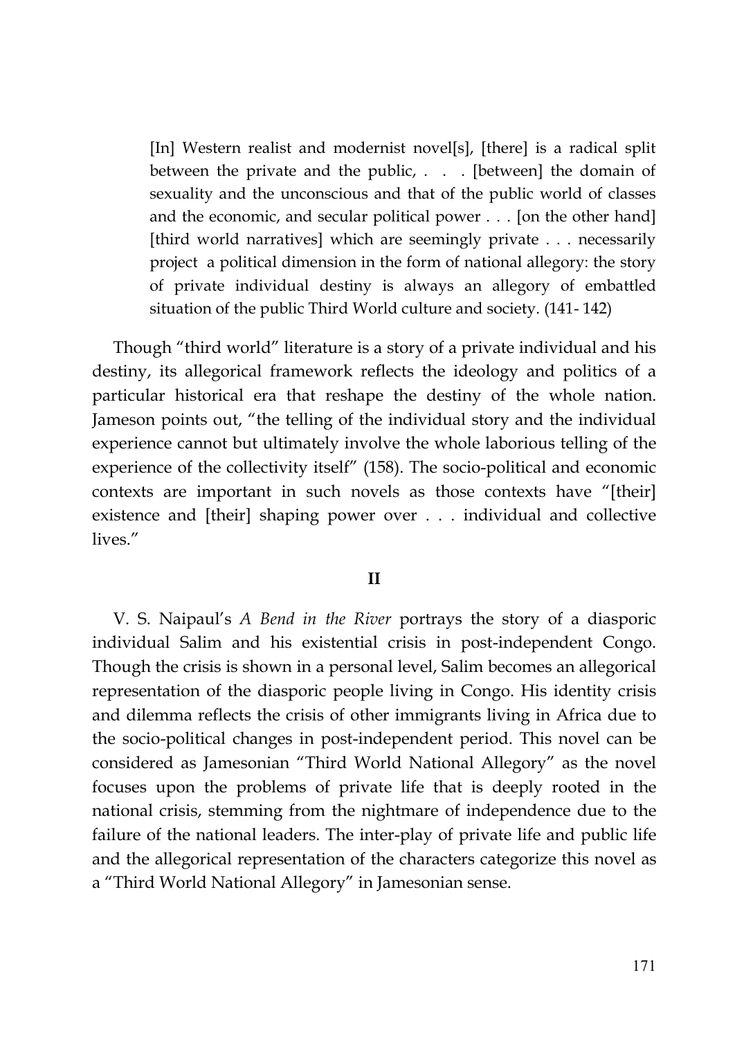> [In] Western realist and modernist novel[s], [there] is a radical split between the private and the public, . . . [between] the domain of sexuality and the unconscious and that of the public world of classes and the economic, and secular political power . . . [on the other hand] [third world narratives] which are seemingly private . . . necessarily project a political dimension in the form of national allegory: the story of private individual destiny is always an allegory of embattled situation of the public Third World culture and society. (141- 142)

Though "third world" literature is a story of a private individual and his destiny, its allegorical framework reflects the ideology and politics of a particular historical era that reshape the destiny of the whole nation. Jameson points out, "the telling of the individual story and the individual experience cannot but ultimately involve the whole laborious telling of the experience of the collectivity itself" (158). The socio-political and economic contexts are important in such novels as those contexts have "[their] existence and [their] shaping power over . . . individual and collective lives."

## II

V. S. Naipaul's *A Bend in the River* portrays the story of a diasporic individual Salim and his existential crisis in post-independent Congo. Though the crisis is shown in a personal level, Salim becomes an allegorical representation of the diasporic people living in Congo. His identity crisis and dilemma reflects the crisis of other immigrants living in Africa due to the socio-political changes in post-independent period. This novel can be considered as Jamesonian "Third World National Allegory" as the novel focuses upon the problems of private life that is deeply rooted in the national crisis, stemming from the nightmare of independence due to the failure of the national leaders. The inter-play of private life and public life and the allegorical representation of the characters categorize this novel as a "Third World National Allegory" in Jamesonian sense.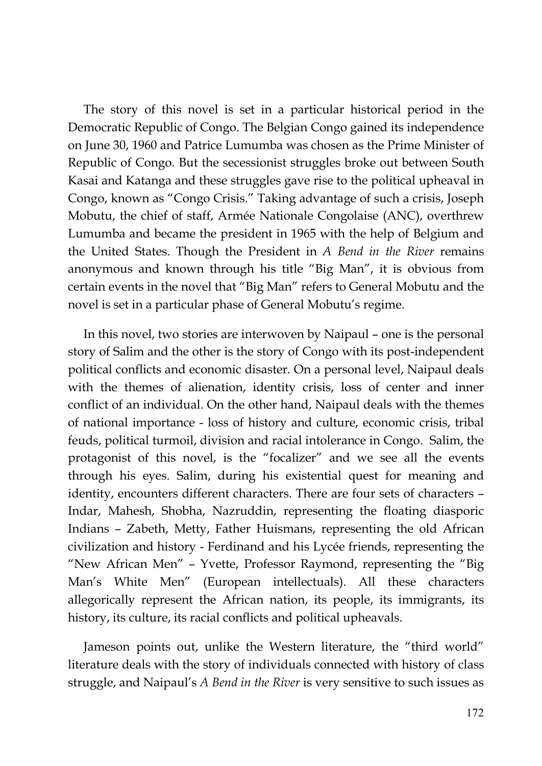The story of this novel is set in a particular historical period in the Democratic Republic of Congo. The Belgian Congo gained its independence on June 30, 1960 and Patrice Lumumba was chosen as the Prime Minister of Republic of Congo. But the secessionist struggles broke out between South Kasai and Katanga and these struggles gave rise to the political upheaval in Congo, known as "Congo Crisis." Taking advantage of such a crisis, Joseph Mobutu, the chief of staff, Armée Nationale Congolaise (ANC), overthrew Lumumba and became the president in 1965 with the help of Belgium and the United States. Though the President in *A Bend in the River* remains anonymous and known through his title "Big Man", it is obvious from certain events in the novel that "Big Man" refers to General Mobutu and the novel is set in a particular phase of General Mobutu's regime.

In this novel, two stories are interwoven by Naipaul – one is the personal story of Salim and the other is the story of Congo with its post-independent political conflicts and economic disaster. On a personal level, Naipaul deals with the themes of alienation, identity crisis, loss of center and inner conflict of an individual. On the other hand, Naipaul deals with the themes of national importance - loss of history and culture, economic crisis, tribal feuds, political turmoil, division and racial intolerance in Congo. Salim, the protagonist of this novel, is the "focalizer" and we see all the events through his eyes. Salim, during his existential quest for meaning and identity, encounters different characters. There are four sets of characters – Indar, Mahesh, Shobha, Nazruddin, representing the floating diasporic Indians – Zabeth, Metty, Father Huismans, representing the old African civilization and history - Ferdinand and his Lycée friends, representing the "New African Men" – Yvette, Professor Raymond, representing the "Big Man's White Men" (European intellectuals). All these characters allegorically represent the African nation, its people, its immigrants, its history, its culture, its racial conflicts and political upheavals.

Jameson points out, unlike the Western literature, the "third world" literature deals with the story of individuals connected with history of class struggle, and Naipaul's *A Bend in the River* is very sensitive to such issues as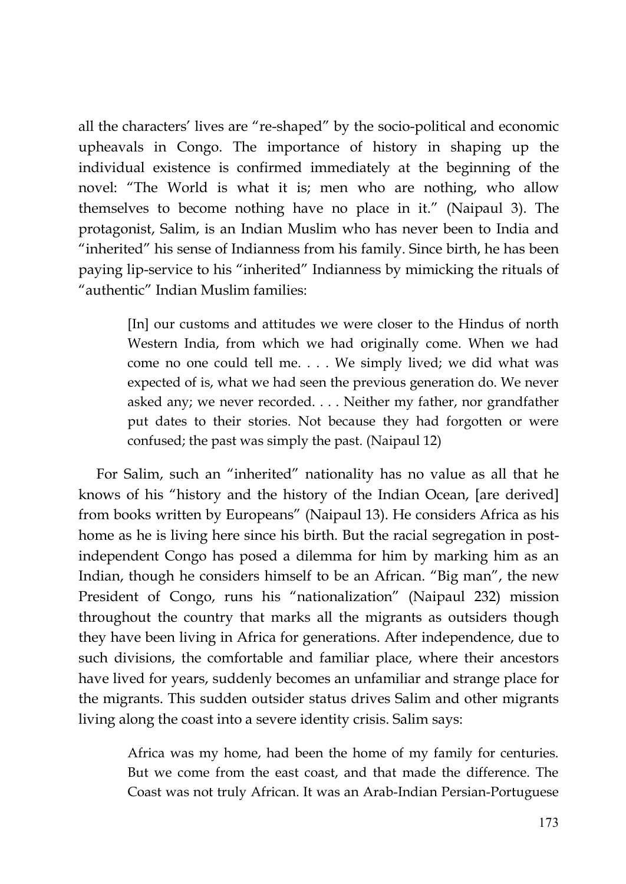all the characters' lives are "re-shaped" by the socio-political and economic upheavals in Congo. The importance of history in shaping up the individual existence is confirmed immediately at the beginning of the novel: "The World is what it is; men who are nothing, who allow themselves to become nothing have no place in it." (Naipaul 3). The protagonist, Salim, is an Indian Muslim who has never been to India and "inherited" his sense of Indianness from his family. Since birth, he has been paying lip-service to his "inherited" Indianness by mimicking the rituals of "authentic" Indian Muslim families:

> [In] our customs and attitudes we were closer to the Hindus of north Western India, from which we had originally come. When we had come no one could tell me. . . . We simply lived; we did what was expected of is, what we had seen the previous generation do. We never asked any; we never recorded. . . . Neither my father, nor grandfather put dates to their stories. Not because they had forgotten or were confused; the past was simply the past. (Naipaul 12)

For Salim, such an "inherited" nationality has no value as all that he knows of his "history and the history of the Indian Ocean, [are derived] from books written by Europeans" (Naipaul 13). He considers Africa as his home as he is living here since his birth. But the racial segregation in post-independent Congo has posed a dilemma for him by marking him as an Indian, though he considers himself to be an African. "Big man", the new President of Congo, runs his "nationalization" (Naipaul 232) mission throughout the country that marks all the migrants as outsiders though they have been living in Africa for generations. After independence, due to such divisions, the comfortable and familiar place, where their ancestors have lived for years, suddenly becomes an unfamiliar and strange place for the migrants. This sudden outsider status drives Salim and other migrants living along the coast into a severe identity crisis. Salim says:

> Africa was my home, had been the home of my family for centuries. But we come from the east coast, and that made the difference. The Coast was not truly African. It was an Arab-Indian Persian-Portuguese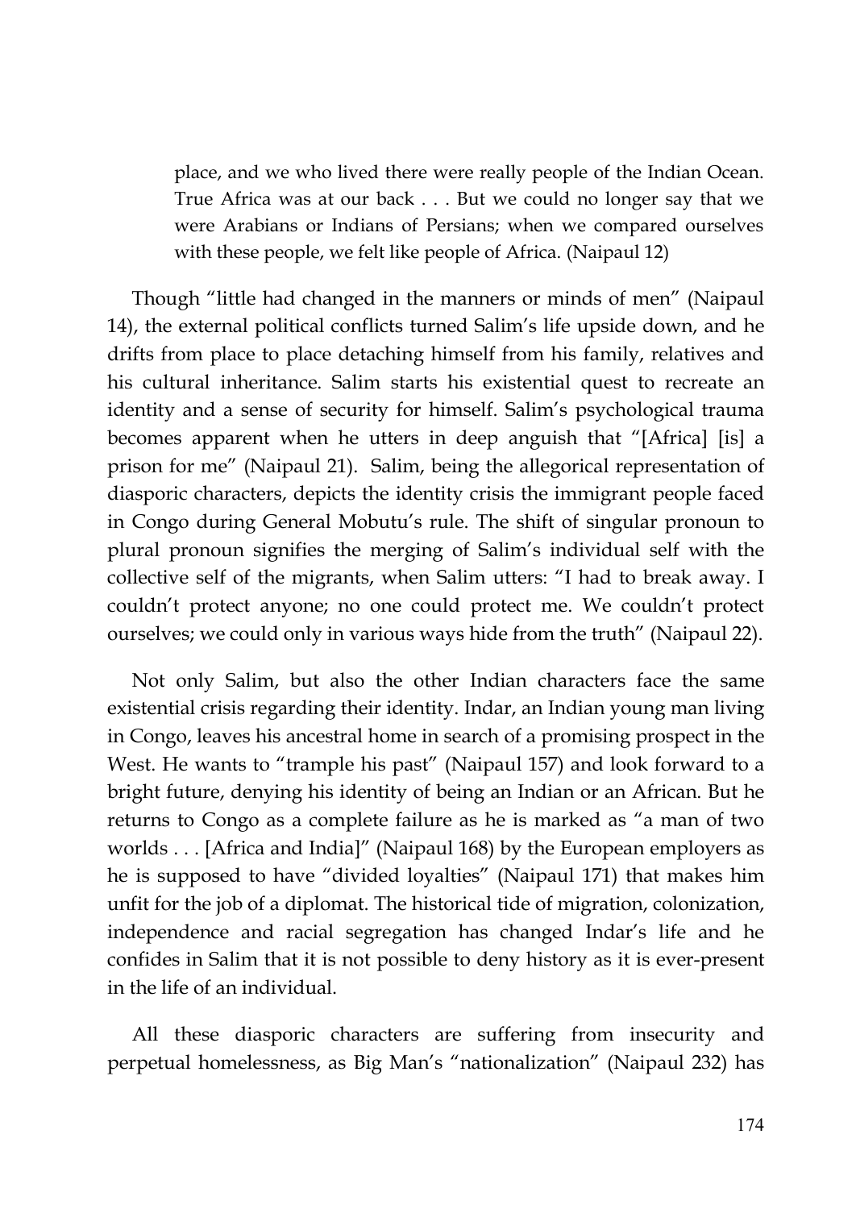> place, and we who lived there were really people of the Indian Ocean. True Africa was at our back . . . But we could no longer say that we were Arabians or Indians of Persians; when we compared ourselves with these people, we felt like people of Africa. (Naipaul 12)

Though "little had changed in the manners or minds of men" (Naipaul 14), the external political conflicts turned Salim's life upside down, and he drifts from place to place detaching himself from his family, relatives and his cultural inheritance. Salim starts his existential quest to recreate an identity and a sense of security for himself. Salim's psychological trauma becomes apparent when he utters in deep anguish that "[Africa] [is] a prison for me" (Naipaul 21). Salim, being the allegorical representation of diasporic characters, depicts the identity crisis the immigrant people faced in Congo during General Mobutu's rule. The shift of singular pronoun to plural pronoun signifies the merging of Salim's individual self with the collective self of the migrants, when Salim utters: "I had to break away. I couldn't protect anyone; no one could protect me. We couldn't protect ourselves; we could only in various ways hide from the truth" (Naipaul 22).

Not only Salim, but also the other Indian characters face the same existential crisis regarding their identity. Indar, an Indian young man living in Congo, leaves his ancestral home in search of a promising prospect in the West. He wants to "trample his past" (Naipaul 157) and look forward to a bright future, denying his identity of being an Indian or an African. But he returns to Congo as a complete failure as he is marked as "a man of two worlds . . . [Africa and India]" (Naipaul 168) by the European employers as he is supposed to have "divided loyalties" (Naipaul 171) that makes him unfit for the job of a diplomat. The historical tide of migration, colonization, independence and racial segregation has changed Indar's life and he confides in Salim that it is not possible to deny history as it is ever-present in the life of an individual.

All these diasporic characters are suffering from insecurity and perpetual homelessness, as Big Man's "nationalization" (Naipaul 232) has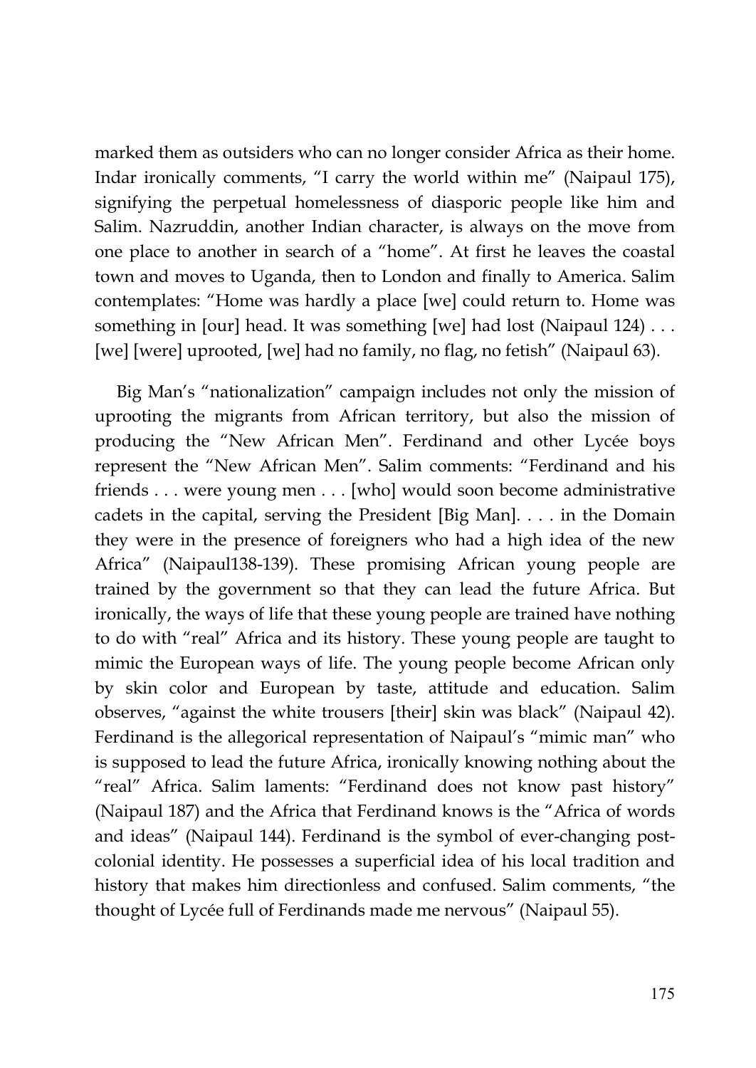marked them as outsiders who can no longer consider Africa as their home. Indar ironically comments, "I carry the world within me" (Naipaul 175), signifying the perpetual homelessness of diasporic people like him and Salim. Nazruddin, another Indian character, is always on the move from one place to another in search of a "home". At first he leaves the coastal town and moves to Uganda, then to London and finally to America. Salim contemplates: "Home was hardly a place [we] could return to. Home was something in [our] head. It was something [we] had lost (Naipaul 124) . . . [we] [were] uprooted, [we] had no family, no flag, no fetish" (Naipaul 63).

Big Man's "nationalization" campaign includes not only the mission of uprooting the migrants from African territory, but also the mission of producing the "New African Men". Ferdinand and other Lycée boys represent the "New African Men". Salim comments: "Ferdinand and his friends . . . were young men . . . [who] would soon become administrative cadets in the capital, serving the President [Big Man]. . . . in the Domain they were in the presence of foreigners who had a high idea of the new Africa" (Naipaul138-139). These promising African young people are trained by the government so that they can lead the future Africa. But ironically, the ways of life that these young people are trained have nothing to do with "real" Africa and its history. These young people are taught to mimic the European ways of life. The young people become African only by skin color and European by taste, attitude and education. Salim observes, "against the white trousers [their] skin was black" (Naipaul 42). Ferdinand is the allegorical representation of Naipaul's "mimic man" who is supposed to lead the future Africa, ironically knowing nothing about the "real" Africa. Salim laments: "Ferdinand does not know past history" (Naipaul 187) and the Africa that Ferdinand knows is the "Africa of words and ideas" (Naipaul 144). Ferdinand is the symbol of ever-changing post-colonial identity. He possesses a superficial idea of his local tradition and history that makes him directionless and confused. Salim comments, "the thought of Lycée full of Ferdinands made me nervous" (Naipaul 55).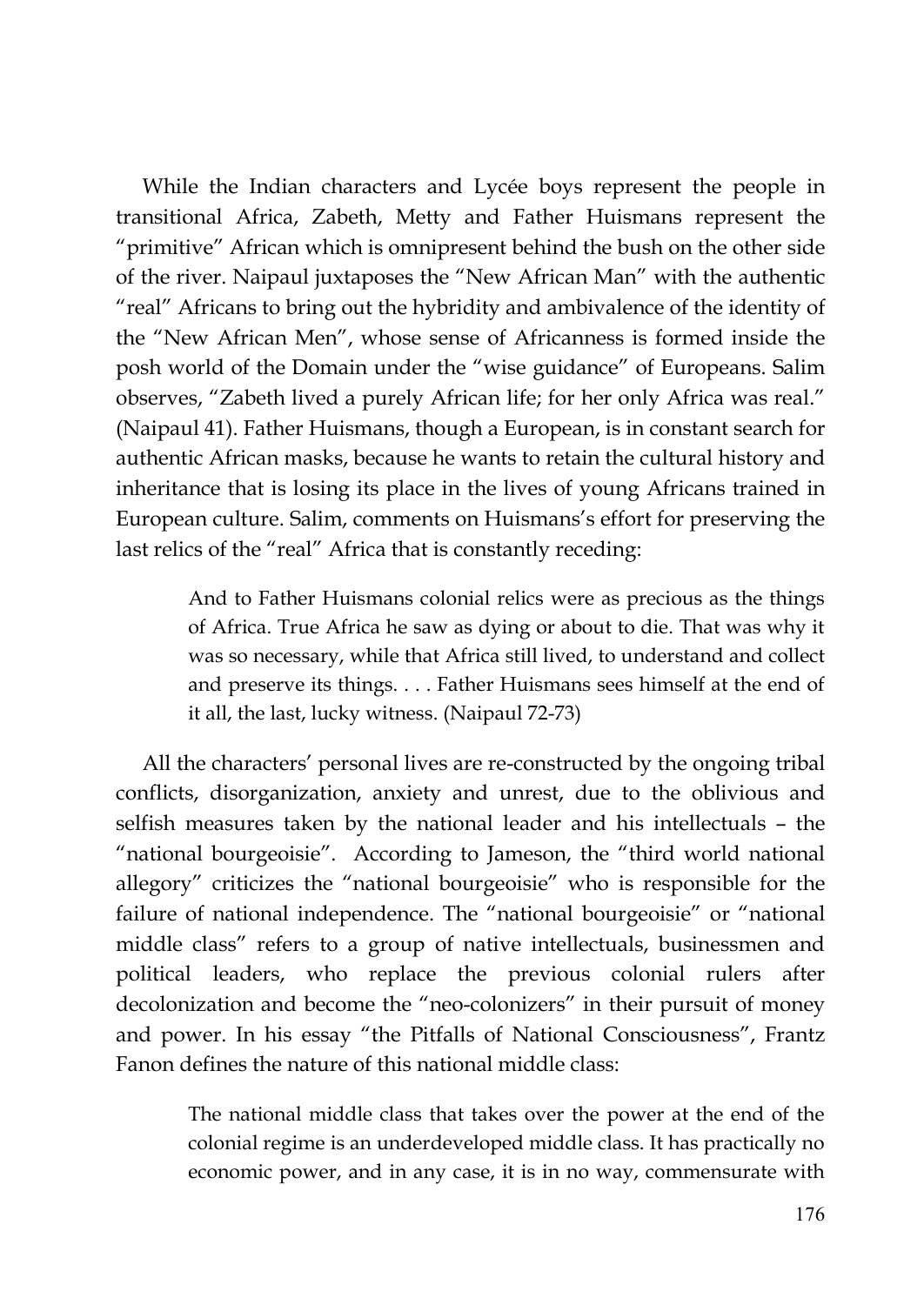While the Indian characters and Lycée boys represent the people in transitional Africa, Zabeth, Metty and Father Huismans represent the "primitive" African which is omnipresent behind the bush on the other side of the river. Naipaul juxtaposes the "New African Man" with the authentic "real" Africans to bring out the hybridity and ambivalence of the identity of the "New African Men", whose sense of Africanness is formed inside the posh world of the Domain under the "wise guidance" of Europeans. Salim observes, "Zabeth lived a purely African life; for her only Africa was real." (Naipaul 41). Father Huismans, though a European, is in constant search for authentic African masks, because he wants to retain the cultural history and inheritance that is losing its place in the lives of young Africans trained in European culture. Salim, comments on Huismans's effort for preserving the last relics of the "real" Africa that is constantly receding:

> And to Father Huismans colonial relics were as precious as the things of Africa. True Africa he saw as dying or about to die. That was why it was so necessary, while that Africa still lived, to understand and collect and preserve its things. . . . Father Huismans sees himself at the end of it all, the last, lucky witness. (Naipaul 72-73)

All the characters' personal lives are re-constructed by the ongoing tribal conflicts, disorganization, anxiety and unrest, due to the oblivious and selfish measures taken by the national leader and his intellectuals – the "national bourgeoisie". According to Jameson, the "third world national allegory" criticizes the "national bourgeoisie" who is responsible for the failure of national independence. The "national bourgeoisie" or "national middle class" refers to a group of native intellectuals, businessmen and political leaders, who replace the previous colonial rulers after decolonization and become the "neo-colonizers" in their pursuit of money and power. In his essay "the Pitfalls of National Consciousness", Frantz Fanon defines the nature of this national middle class:

> The national middle class that takes over the power at the end of the colonial regime is an underdeveloped middle class. It has practically no economic power, and in any case, it is in no way, commensurate with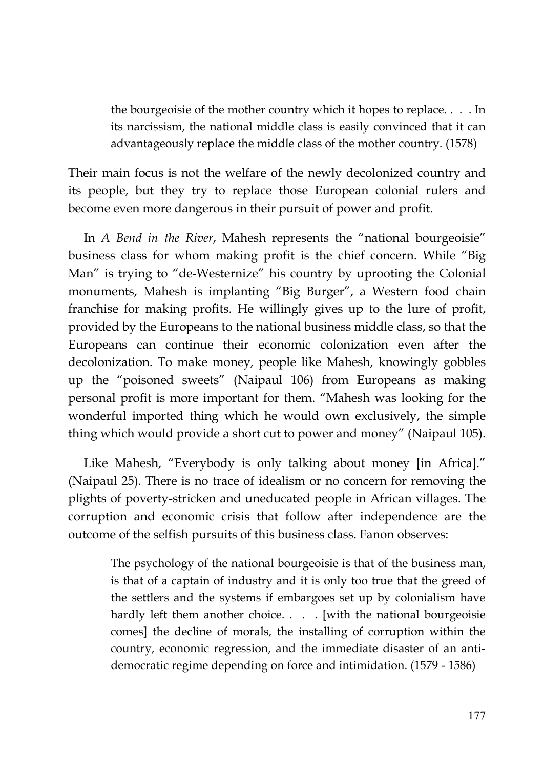> the bourgeoisie of the mother country which it hopes to replace. . . . In its narcissism, the national middle class is easily convinced that it can advantageously replace the middle class of the mother country. (1578)

Their main focus is not the welfare of the newly decolonized country and its people, but they try to replace those European colonial rulers and become even more dangerous in their pursuit of power and profit.

In *A Bend in the River*, Mahesh represents the "national bourgeoisie" business class for whom making profit is the chief concern. While "Big Man" is trying to "de-Westernize" his country by uprooting the Colonial monuments, Mahesh is implanting "Big Burger", a Western food chain franchise for making profits. He willingly gives up to the lure of profit, provided by the Europeans to the national business middle class, so that the Europeans can continue their economic colonization even after the decolonization. To make money, people like Mahesh, knowingly gobbles up the "poisoned sweets" (Naipaul 106) from Europeans as making personal profit is more important for them. "Mahesh was looking for the wonderful imported thing which he would own exclusively, the simple thing which would provide a short cut to power and money" (Naipaul 105).

Like Mahesh, "Everybody is only talking about money [in Africa]." (Naipaul 25). There is no trace of idealism or no concern for removing the plights of poverty-stricken and uneducated people in African villages. The corruption and economic crisis that follow after independence are the outcome of the selfish pursuits of this business class. Fanon observes:

> The psychology of the national bourgeoisie is that of the business man, is that of a captain of industry and it is only too true that the greed of the settlers and the systems if embargoes set up by colonialism have hardly left them another choice. . . . [with the national bourgeoisie comes] the decline of morals, the installing of corruption within the country, economic regression, and the immediate disaster of an anti-democratic regime depending on force and intimidation. (1579 - 1586)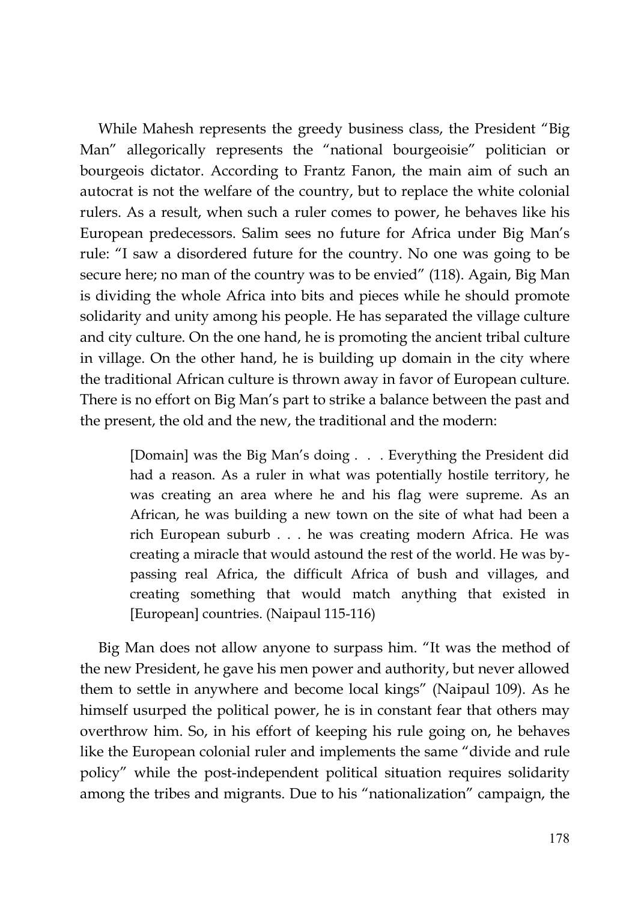While Mahesh represents the greedy business class, the President "Big Man" allegorically represents the "national bourgeoisie" politician or bourgeois dictator. According to Frantz Fanon, the main aim of such an autocrat is not the welfare of the country, but to replace the white colonial rulers. As a result, when such a ruler comes to power, he behaves like his European predecessors. Salim sees no future for Africa under Big Man's rule: "I saw a disordered future for the country. No one was going to be secure here; no man of the country was to be envied" (118). Again, Big Man is dividing the whole Africa into bits and pieces while he should promote solidarity and unity among his people. He has separated the village culture and city culture. On the one hand, he is promoting the ancient tribal culture in village. On the other hand, he is building up domain in the city where the traditional African culture is thrown away in favor of European culture. There is no effort on Big Man's part to strike a balance between the past and the present, the old and the new, the traditional and the modern:

> [Domain] was the Big Man's doing . . . Everything the President did had a reason. As a ruler in what was potentially hostile territory, he was creating an area where he and his flag were supreme. As an African, he was building a new town on the site of what had been a rich European suburb . . . he was creating modern Africa. He was creating a miracle that would astound the rest of the world. He was by-passing real Africa, the difficult Africa of bush and villages, and creating something that would match anything that existed in [European] countries. (Naipaul 115-116)

Big Man does not allow anyone to surpass him. "It was the method of the new President, he gave his men power and authority, but never allowed them to settle in anywhere and become local kings" (Naipaul 109). As he himself usurped the political power, he is in constant fear that others may overthrow him. So, in his effort of keeping his rule going on, he behaves like the European colonial ruler and implements the same "divide and rule policy" while the post-independent political situation requires solidarity among the tribes and migrants. Due to his "nationalization" campaign, the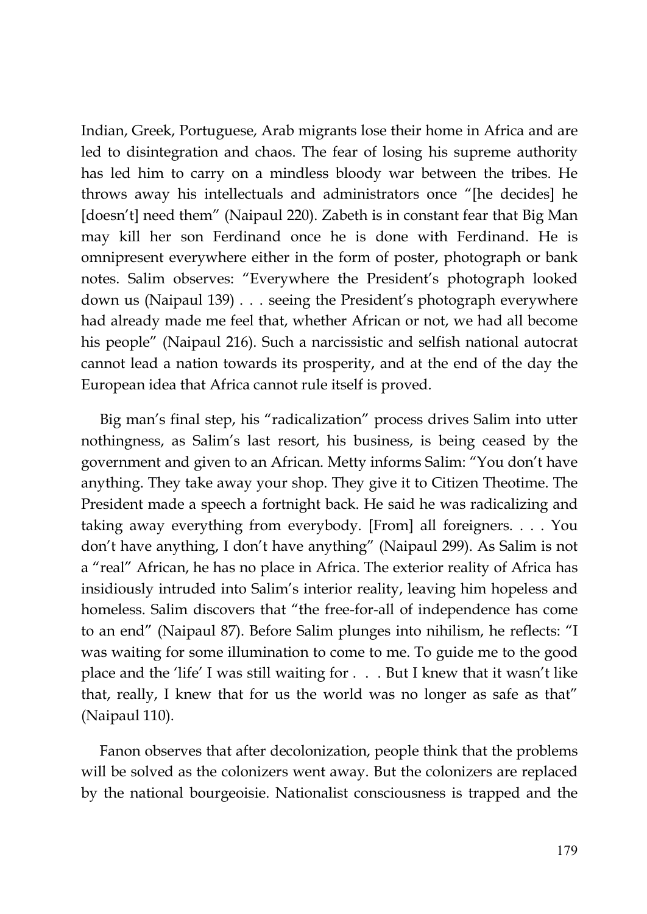Indian, Greek, Portuguese, Arab migrants lose their home in Africa and are led to disintegration and chaos. The fear of losing his supreme authority has led him to carry on a mindless bloody war between the tribes. He throws away his intellectuals and administrators once "[he decides] he [doesn't] need them" (Naipaul 220). Zabeth is in constant fear that Big Man may kill her son Ferdinand once he is done with Ferdinand. He is omnipresent everywhere either in the form of poster, photograph or bank notes. Salim observes: "Everywhere the President's photograph looked down us (Naipaul 139) . . . seeing the President's photograph everywhere had already made me feel that, whether African or not, we had all become his people" (Naipaul 216). Such a narcissistic and selfish national autocrat cannot lead a nation towards its prosperity, and at the end of the day the European idea that Africa cannot rule itself is proved.

Big man's final step, his "radicalization" process drives Salim into utter nothingness, as Salim's last resort, his business, is being ceased by the government and given to an African. Metty informs Salim: "You don't have anything. They take away your shop. They give it to Citizen Theotime. The President made a speech a fortnight back. He said he was radicalizing and taking away everything from everybody. [From] all foreigners. . . . You don't have anything, I don't have anything" (Naipaul 299). As Salim is not a "real" African, he has no place in Africa. The exterior reality of Africa has insidiously intruded into Salim's interior reality, leaving him hopeless and homeless. Salim discovers that "the free-for-all of independence has come to an end" (Naipaul 87). Before Salim plunges into nihilism, he reflects: "I was waiting for some illumination to come to me. To guide me to the good place and the 'life' I was still waiting for . . . But I knew that it wasn't like that, really, I knew that for us the world was no longer as safe as that" (Naipaul 110).

Fanon observes that after decolonization, people think that the problems will be solved as the colonizers went away. But the colonizers are replaced by the national bourgeoisie. Nationalist consciousness is trapped and the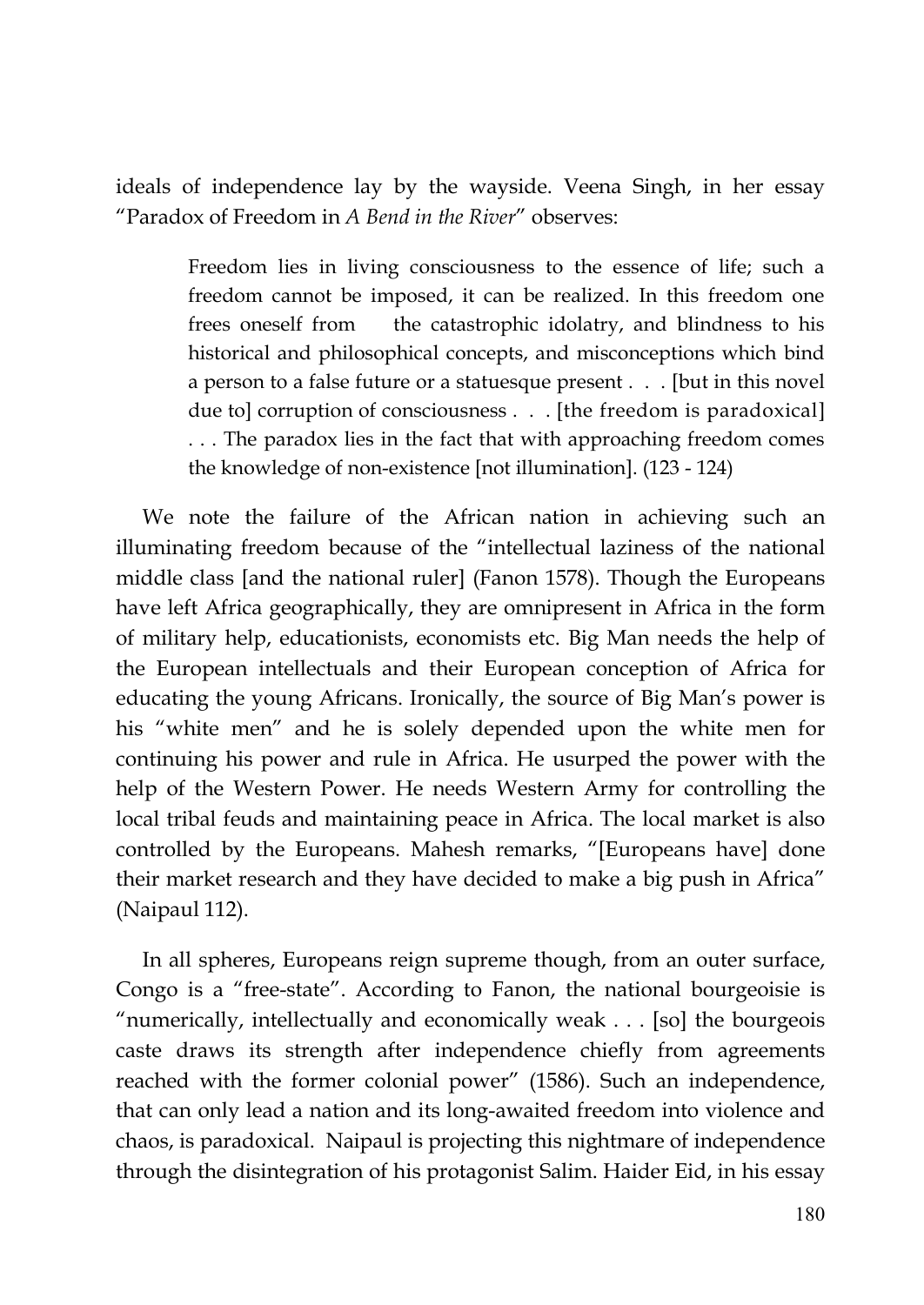ideals of independence lay by the wayside. Veena Singh, in her essay "Paradox of Freedom in *A Bend in the River*" observes:

> Freedom lies in living consciousness to the essence of life; such a freedom cannot be imposed, it can be realized. In this freedom one frees oneself from the catastrophic idolatry, and blindness to his historical and philosophical concepts, and misconceptions which bind a person to a false future or a statuesque present . . . [but in this novel due to] corruption of consciousness . . . [the freedom is paradoxical] . . . The paradox lies in the fact that with approaching freedom comes the knowledge of non-existence [not illumination]. (123 - 124)

We note the failure of the African nation in achieving such an illuminating freedom because of the "intellectual laziness of the national middle class [and the national ruler] (Fanon 1578). Though the Europeans have left Africa geographically, they are omnipresent in Africa in the form of military help, educationists, economists etc. Big Man needs the help of the European intellectuals and their European conception of Africa for educating the young Africans. Ironically, the source of Big Man's power is his "white men" and he is solely depended upon the white men for continuing his power and rule in Africa. He usurped the power with the help of the Western Power. He needs Western Army for controlling the local tribal feuds and maintaining peace in Africa. The local market is also controlled by the Europeans. Mahesh remarks, "[Europeans have] done their market research and they have decided to make a big push in Africa" (Naipaul 112).

In all spheres, Europeans reign supreme though, from an outer surface, Congo is a "free-state". According to Fanon, the national bourgeoisie is "numerically, intellectually and economically weak . . . [so] the bourgeois caste draws its strength after independence chiefly from agreements reached with the former colonial power" (1586). Such an independence, that can only lead a nation and its long-awaited freedom into violence and chaos, is paradoxical. Naipaul is projecting this nightmare of independence through the disintegration of his protagonist Salim. Haider Eid, in his essay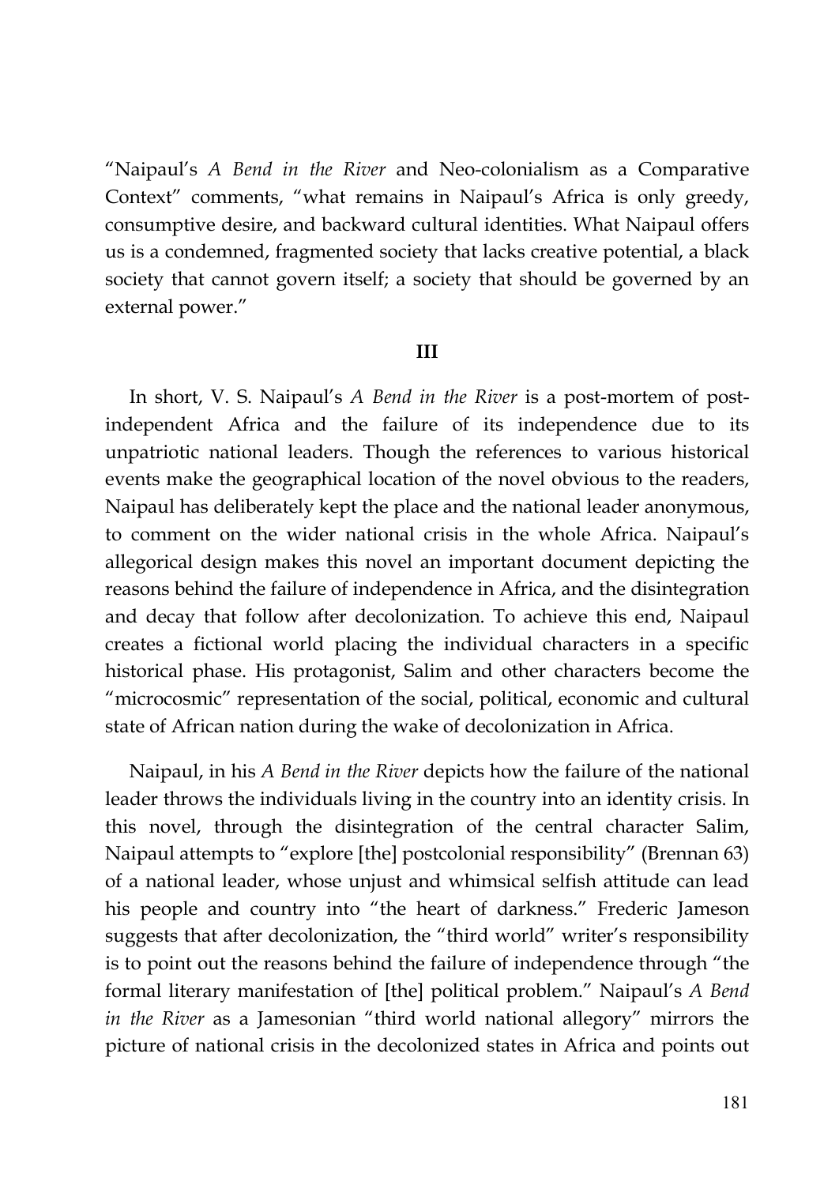"Naipaul's *A Bend in the River* and Neo-colonialism as a Comparative Context" comments, "what remains in Naipaul's Africa is only greedy, consumptive desire, and backward cultural identities. What Naipaul offers us is a condemned, fragmented society that lacks creative potential, a black society that cannot govern itself; a society that should be governed by an external power."

**III**

In short, V. S. Naipaul's *A Bend in the River* is a post-mortem of post-independent Africa and the failure of its independence due to its unpatriotic national leaders. Though the references to various historical events make the geographical location of the novel obvious to the readers, Naipaul has deliberately kept the place and the national leader anonymous, to comment on the wider national crisis in the whole Africa. Naipaul's allegorical design makes this novel an important document depicting the reasons behind the failure of independence in Africa, and the disintegration and decay that follow after decolonization. To achieve this end, Naipaul creates a fictional world placing the individual characters in a specific historical phase. His protagonist, Salim and other characters become the "microcosmic" representation of the social, political, economic and cultural state of African nation during the wake of decolonization in Africa.

Naipaul, in his *A Bend in the River* depicts how the failure of the national leader throws the individuals living in the country into an identity crisis. In this novel, through the disintegration of the central character Salim, Naipaul attempts to "explore [the] postcolonial responsibility" (Brennan 63) of a national leader, whose unjust and whimsical selfish attitude can lead his people and country into "the heart of darkness." Frederic Jameson suggests that after decolonization, the "third world" writer's responsibility is to point out the reasons behind the failure of independence through "the formal literary manifestation of [the] political problem." Naipaul's *A Bend in the River* as a Jamesonian "third world national allegory" mirrors the picture of national crisis in the decolonized states in Africa and points out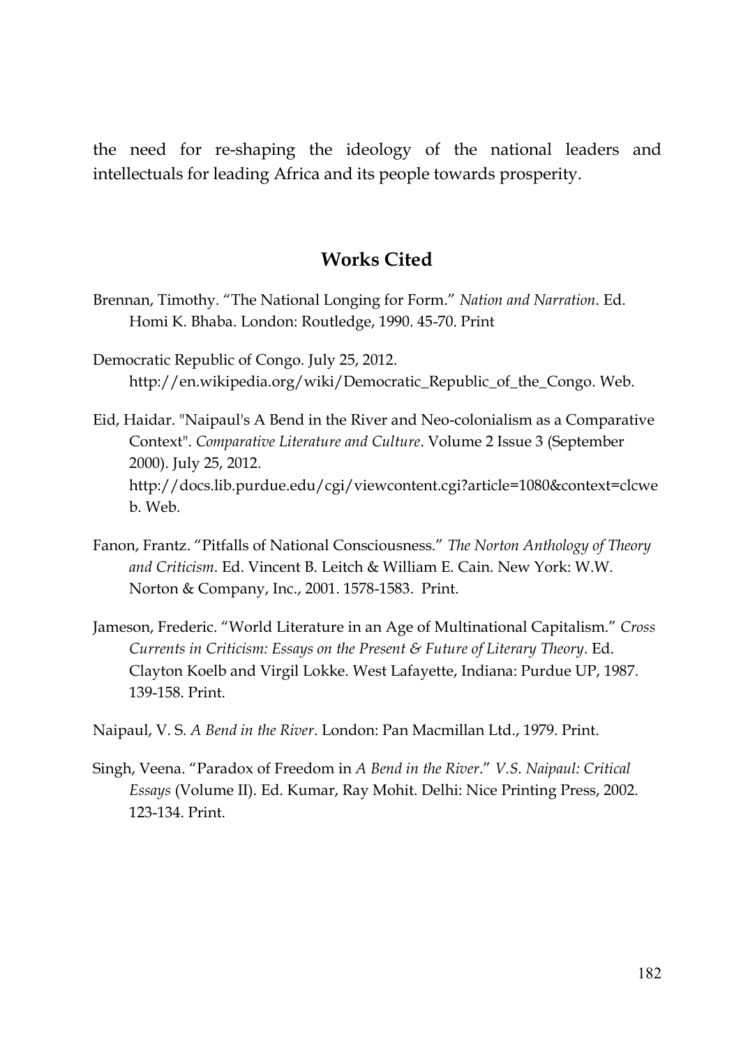the need for re-shaping the ideology of the national leaders and intellectuals for leading Africa and its people towards prosperity.

## Works Cited

Brennan, Timothy. "The National Longing for Form." *Nation and Narration*. Ed. Homi K. Bhaba. London: Routledge, 1990. 45-70. Print

Democratic Republic of Congo. July 25, 2012. http://en.wikipedia.org/wiki/Democratic_Republic_of_the_Congo. Web.

Eid, Haidar. "Naipaul's A Bend in the River and Neo-colonialism as a Comparative Context". *Comparative Literature and Culture*. Volume 2 Issue 3 (September 2000). July 25, 2012. http://docs.lib.purdue.edu/cgi/viewcontent.cgi?article=1080&context=clcweb. Web.

Fanon, Frantz. "Pitfalls of National Consciousness." *The Norton Anthology of Theory and Criticism*. Ed. Vincent B. Leitch & William E. Cain. New York: W.W. Norton & Company, Inc., 2001. 1578-1583. Print.

Jameson, Frederic. "World Literature in an Age of Multinational Capitalism." *Cross Currents in Criticism: Essays on the Present & Future of Literary Theory*. Ed. Clayton Koelb and Virgil Lokke. West Lafayette, Indiana: Purdue UP, 1987. 139-158. Print.

Naipaul, V. S. *A Bend in the River*. London: Pan Macmillan Ltd., 1979. Print.

Singh, Veena. "Paradox of Freedom in *A Bend in the River*." *V.S. Naipaul: Critical Essays* (Volume II). Ed. Kumar, Ray Mohit. Delhi: Nice Printing Press, 2002. 123-134. Print.